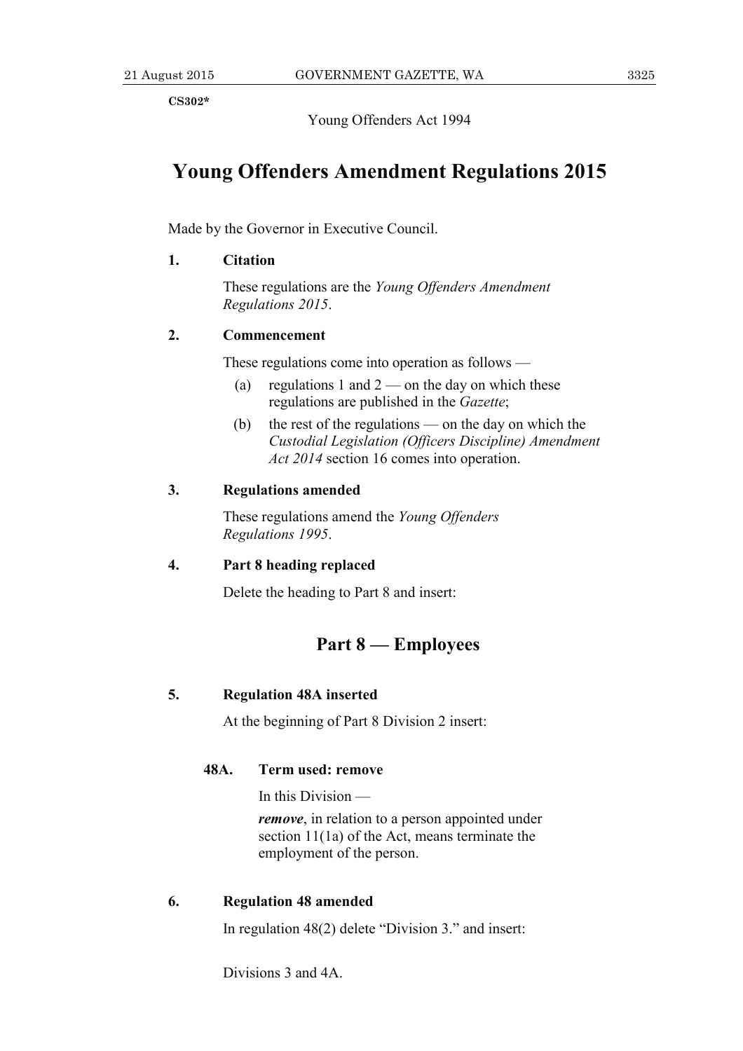CS302*

Young Offenders Act 1994

# Young Offenders Amendment Regulations 2015

Made by the Governor in Executive Council.

**1. Citation**

These regulations are the *Young Offenders Amendment Regulations 2015*.

**2. Commencement**

These regulations come into operation as follows —

(a) regulations 1 and 2 — on the day on which these regulations are published in the *Gazette*;

(b) the rest of the regulations — on the day on which the *Custodial Legislation (Officers Discipline) Amendment Act 2014* section 16 comes into operation.

**3. Regulations amended**

These regulations amend the *Young Offenders Regulations 1995*.

**4. Part 8 heading replaced**

Delete the heading to Part 8 and insert:

## Part 8 — Employees

**5. Regulation 48A inserted**

At the beginning of Part 8 Division 2 insert:

**48A. Term used: remove**

In this Division —

***remove***, in relation to a person appointed under section 11(1a) of the Act, means terminate the employment of the person.

**6. Regulation 48 amended**

In regulation 48(2) delete "Division 3." and insert:

Divisions 3 and 4A.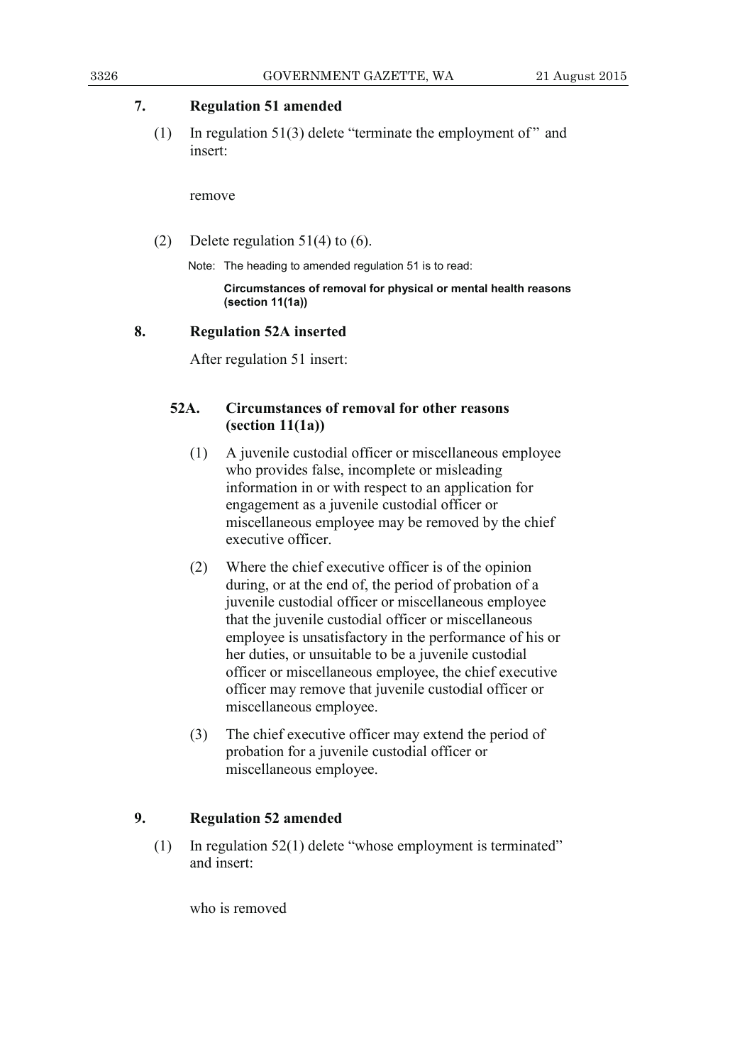## 7. Regulation 51 amended

(1) In regulation 51(3) delete "terminate the employment of" and insert:

remove

(2) Delete regulation 51(4) to (6).

Note: The heading to amended regulation 51 is to read:

**Circumstances of removal for physical or mental health reasons (section 11(1a))**

## 8. Regulation 52A inserted

After regulation 51 insert:

### 52A. Circumstances of removal for other reasons (section 11(1a))

(1) A juvenile custodial officer or miscellaneous employee who provides false, incomplete or misleading information in or with respect to an application for engagement as a juvenile custodial officer or miscellaneous employee may be removed by the chief executive officer.

(2) Where the chief executive officer is of the opinion during, or at the end of, the period of probation of a juvenile custodial officer or miscellaneous employee that the juvenile custodial officer or miscellaneous employee is unsatisfactory in the performance of his or her duties, or unsuitable to be a juvenile custodial officer or miscellaneous employee, the chief executive officer may remove that juvenile custodial officer or miscellaneous employee.

(3) The chief executive officer may extend the period of probation for a juvenile custodial officer or miscellaneous employee.

## 9. Regulation 52 amended

(1) In regulation 52(1) delete "whose employment is terminated" and insert:

who is removed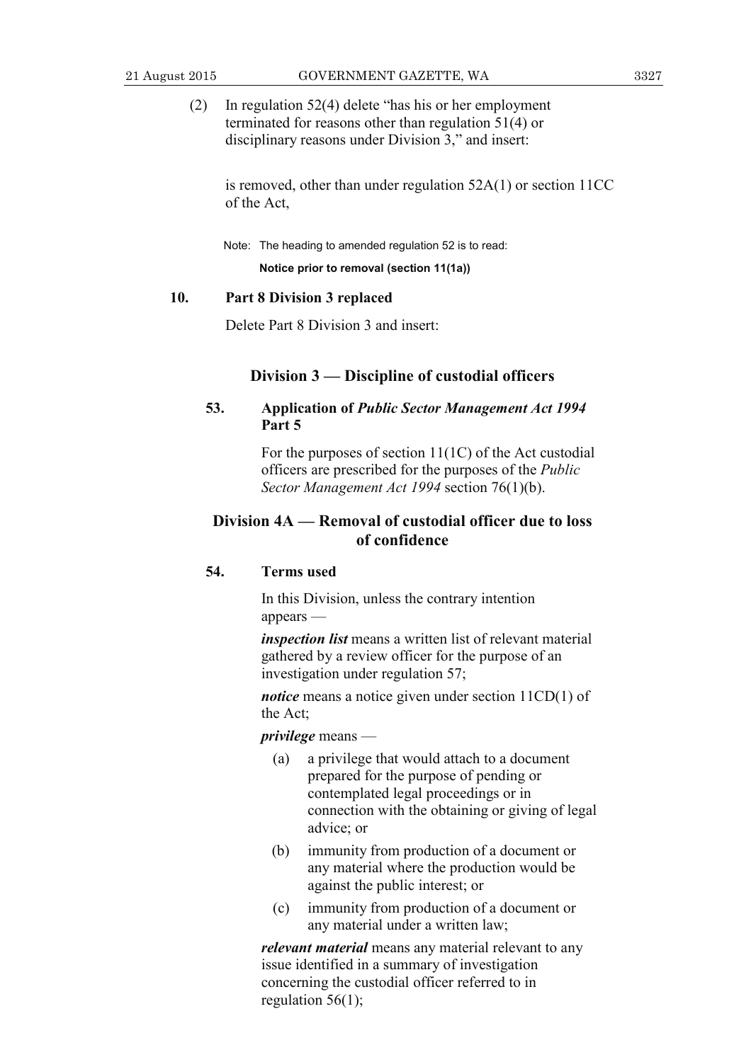(2) In regulation 52(4) delete "has his or her employment terminated for reasons other than regulation 51(4) or disciplinary reasons under Division 3," and insert:

> is removed, other than under regulation 52A(1) or section 11CC of the Act,

Note: The heading to amended regulation 52 is to read:

**Notice prior to removal (section 11(1a))**

### 10. Part 8 Division 3 replaced

Delete Part 8 Division 3 and insert:

## Division 3 — Discipline of custodial officers

### 53. Application of *Public Sector Management Act 1994* Part 5

For the purposes of section 11(1C) of the Act custodial officers are prescribed for the purposes of the *Public Sector Management Act 1994* section 76(1)(b).

## Division 4A — Removal of custodial officer due to loss of confidence

### 54. Terms used

In this Division, unless the contrary intention appears —

***inspection list*** means a written list of relevant material gathered by a review officer for the purpose of an investigation under regulation 57;

***notice*** means a notice given under section 11CD(1) of the Act;

***privilege*** means —

(a) a privilege that would attach to a document prepared for the purpose of pending or contemplated legal proceedings or in connection with the obtaining or giving of legal advice; or

(b) immunity from production of a document or any material where the production would be against the public interest; or

(c) immunity from production of a document or any material under a written law;

***relevant material*** means any material relevant to any issue identified in a summary of investigation concerning the custodial officer referred to in regulation 56(1);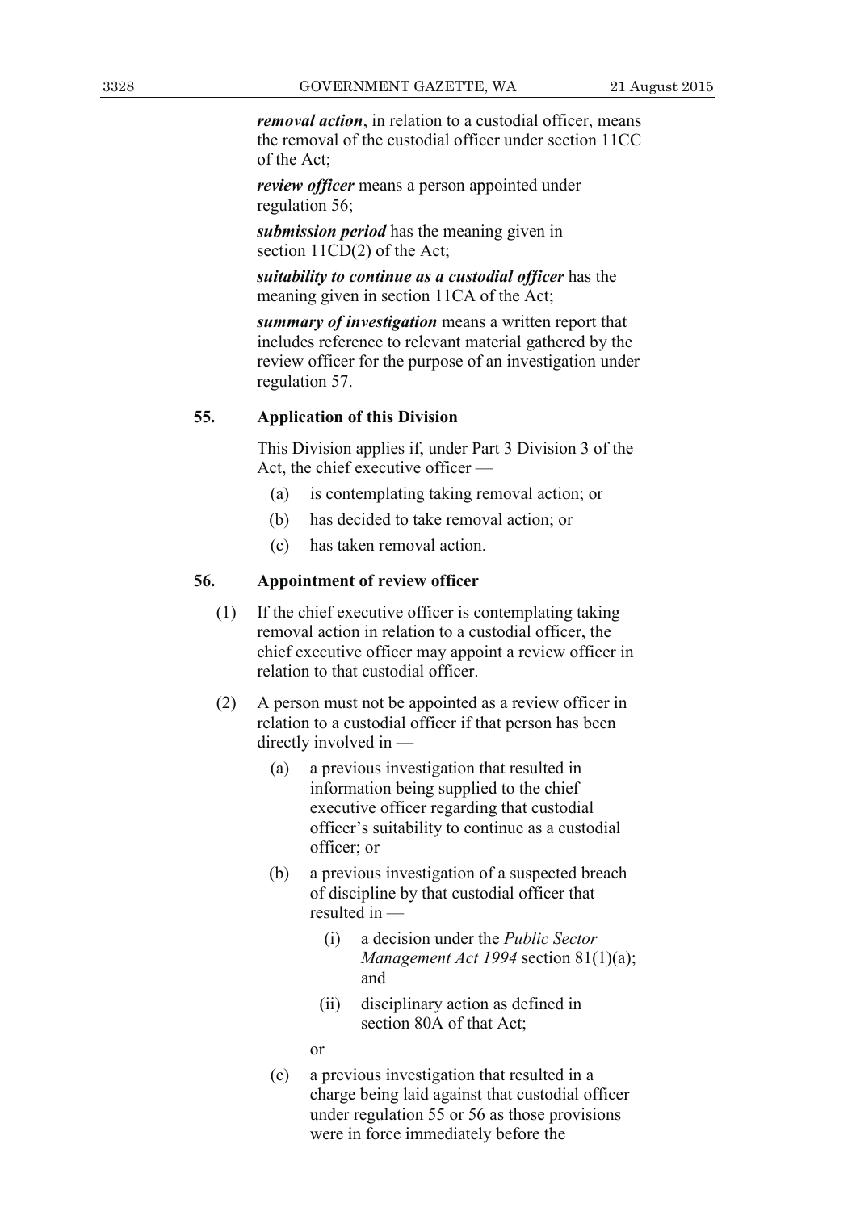***removal action***, in relation to a custodial officer, means the removal of the custodial officer under section 11CC of the Act;

***review officer*** means a person appointed under regulation 56;

***submission period*** has the meaning given in section 11CD(2) of the Act;

***suitability to continue as a custodial officer*** has the meaning given in section 11CA of the Act;

***summary of investigation*** means a written report that includes reference to relevant material gathered by the review officer for the purpose of an investigation under regulation 57.

**55. Application of this Division**

This Division applies if, under Part 3 Division 3 of the Act, the chief executive officer —

(a) is contemplating taking removal action; or

(b) has decided to take removal action; or

(c) has taken removal action.

**56. Appointment of review officer**

(1) If the chief executive officer is contemplating taking removal action in relation to a custodial officer, the chief executive officer may appoint a review officer in relation to that custodial officer.

(2) A person must not be appointed as a review officer in relation to a custodial officer if that person has been directly involved in —

(a) a previous investigation that resulted in information being supplied to the chief executive officer regarding that custodial officer's suitability to continue as a custodial officer; or

(b) a previous investigation of a suspected breach of discipline by that custodial officer that resulted in —

(i) a decision under the *Public Sector Management Act 1994* section 81(1)(a); and

(ii) disciplinary action as defined in section 80A of that Act;

or

(c) a previous investigation that resulted in a charge being laid against that custodial officer under regulation 55 or 56 as those provisions were in force immediately before the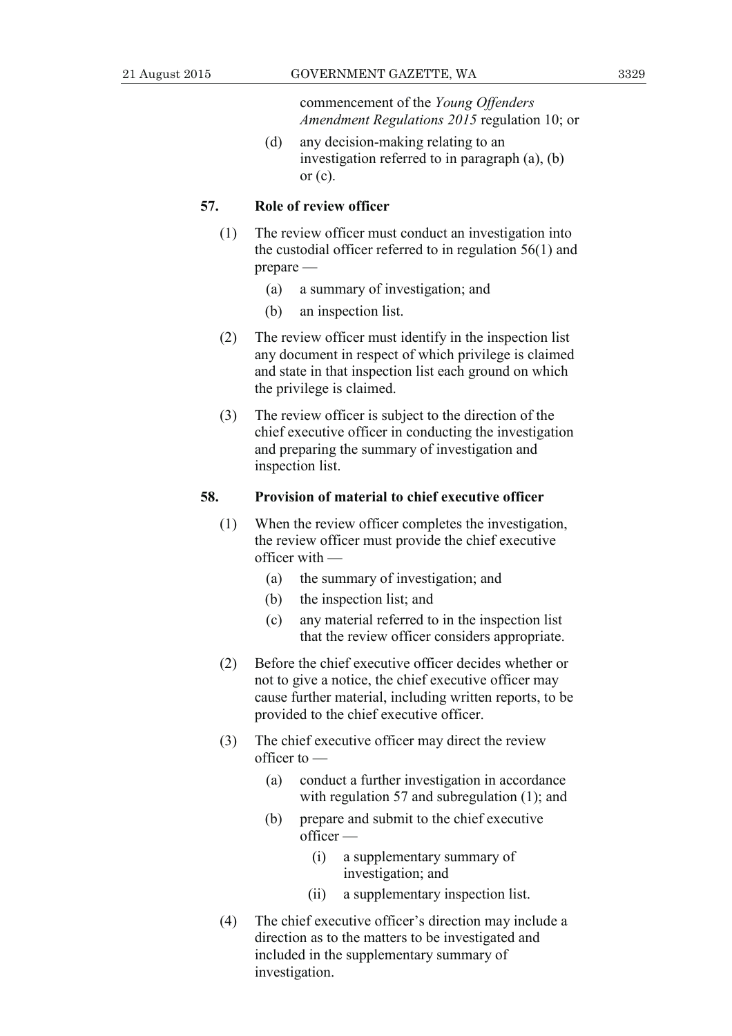commencement of the *Young Offenders Amendment Regulations 2015* regulation 10; or

(d) any decision-making relating to an investigation referred to in paragraph (a), (b) or (c).

**57. Role of review officer**

(1) The review officer must conduct an investigation into the custodial officer referred to in regulation 56(1) and prepare —

(a) a summary of investigation; and

(b) an inspection list.

(2) The review officer must identify in the inspection list any document in respect of which privilege is claimed and state in that inspection list each ground on which the privilege is claimed.

(3) The review officer is subject to the direction of the chief executive officer in conducting the investigation and preparing the summary of investigation and inspection list.

**58. Provision of material to chief executive officer**

(1) When the review officer completes the investigation, the review officer must provide the chief executive officer with —

(a) the summary of investigation; and

(b) the inspection list; and

(c) any material referred to in the inspection list that the review officer considers appropriate.

(2) Before the chief executive officer decides whether or not to give a notice, the chief executive officer may cause further material, including written reports, to be provided to the chief executive officer.

(3) The chief executive officer may direct the review officer to —

(a) conduct a further investigation in accordance with regulation 57 and subregulation (1); and

(b) prepare and submit to the chief executive officer —

(i) a supplementary summary of investigation; and

(ii) a supplementary inspection list.

(4) The chief executive officer's direction may include a direction as to the matters to be investigated and included in the supplementary summary of investigation.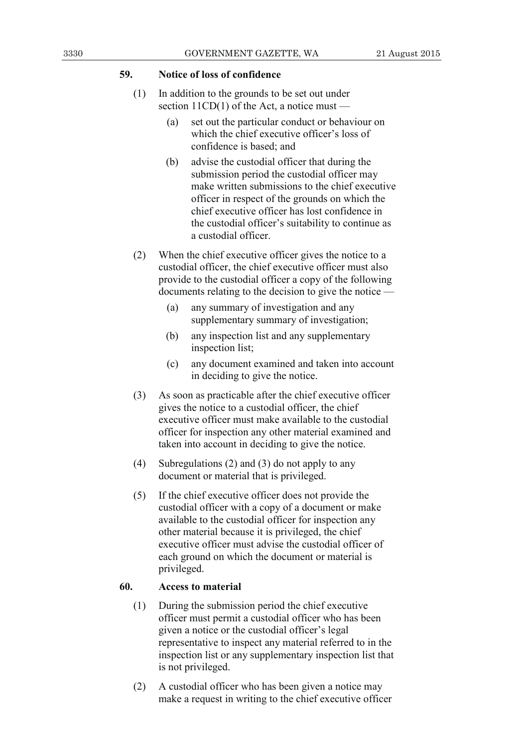### 59. Notice of loss of confidence

(1) In addition to the grounds to be set out under section 11CD(1) of the Act, a notice must —

(a) set out the particular conduct or behaviour on which the chief executive officer's loss of confidence is based; and

(b) advise the custodial officer that during the submission period the custodial officer may make written submissions to the chief executive officer in respect of the grounds on which the chief executive officer has lost confidence in the custodial officer's suitability to continue as a custodial officer.

(2) When the chief executive officer gives the notice to a custodial officer, the chief executive officer must also provide to the custodial officer a copy of the following documents relating to the decision to give the notice —

(a) any summary of investigation and any supplementary summary of investigation;

(b) any inspection list and any supplementary inspection list;

(c) any document examined and taken into account in deciding to give the notice.

(3) As soon as practicable after the chief executive officer gives the notice to a custodial officer, the chief executive officer must make available to the custodial officer for inspection any other material examined and taken into account in deciding to give the notice.

(4) Subregulations (2) and (3) do not apply to any document or material that is privileged.

(5) If the chief executive officer does not provide the custodial officer with a copy of a document or make available to the custodial officer for inspection any other material because it is privileged, the chief executive officer must advise the custodial officer of each ground on which the document or material is privileged.

### 60. Access to material

(1) During the submission period the chief executive officer must permit a custodial officer who has been given a notice or the custodial officer's legal representative to inspect any material referred to in the inspection list or any supplementary inspection list that is not privileged.

(2) A custodial officer who has been given a notice may make a request in writing to the chief executive officer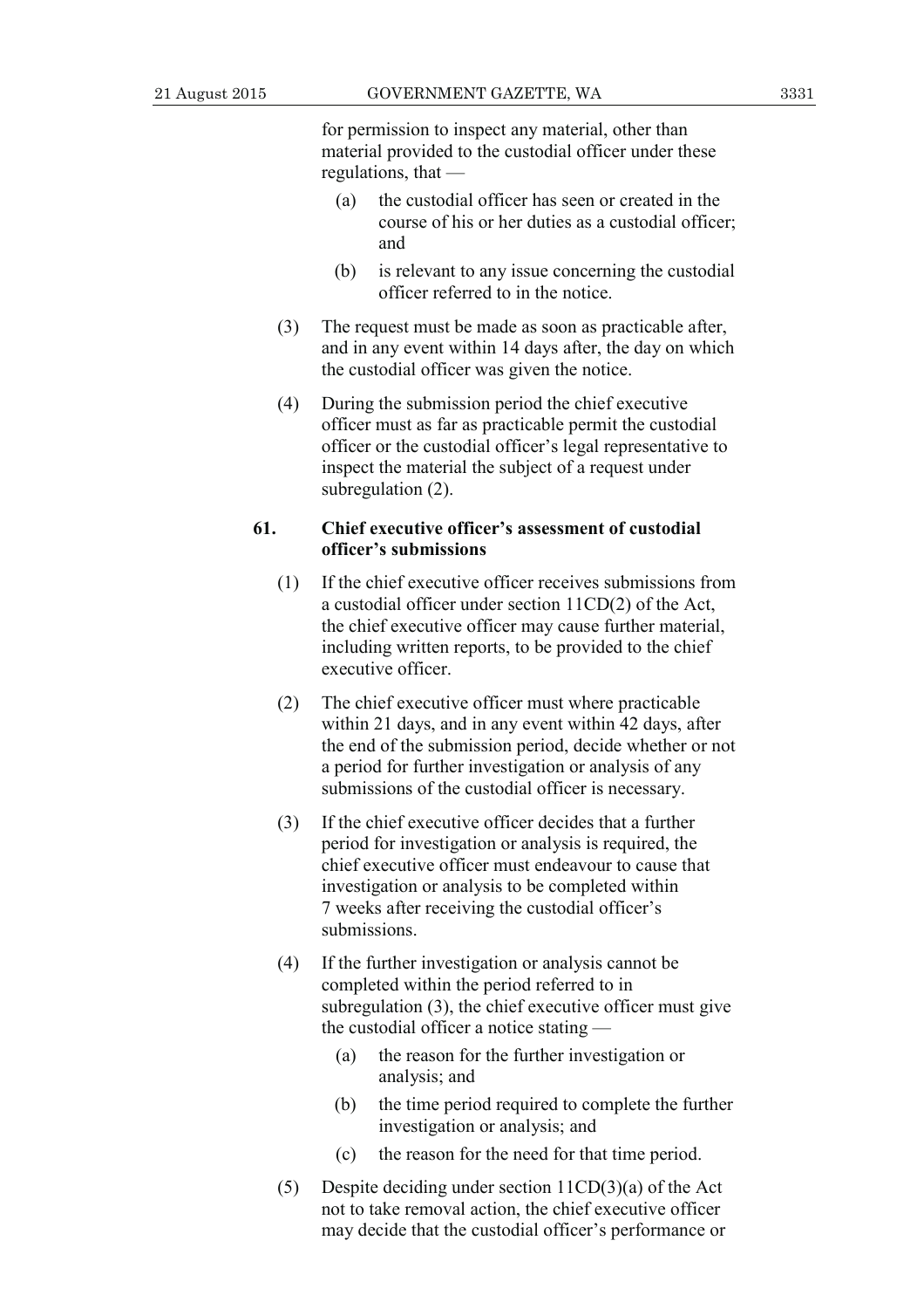for permission to inspect any material, other than material provided to the custodial officer under these regulations, that —

(a) the custodial officer has seen or created in the course of his or her duties as a custodial officer; and

(b) is relevant to any issue concerning the custodial officer referred to in the notice.

(3) The request must be made as soon as practicable after, and in any event within 14 days after, the day on which the custodial officer was given the notice.

(4) During the submission period the chief executive officer must as far as practicable permit the custodial officer or the custodial officer's legal representative to inspect the material the subject of a request under subregulation (2).

**61. Chief executive officer's assessment of custodial officer's submissions**

(1) If the chief executive officer receives submissions from a custodial officer under section 11CD(2) of the Act, the chief executive officer may cause further material, including written reports, to be provided to the chief executive officer.

(2) The chief executive officer must where practicable within 21 days, and in any event within 42 days, after the end of the submission period, decide whether or not a period for further investigation or analysis of any submissions of the custodial officer is necessary.

(3) If the chief executive officer decides that a further period for investigation or analysis is required, the chief executive officer must endeavour to cause that investigation or analysis to be completed within 7 weeks after receiving the custodial officer's submissions.

(4) If the further investigation or analysis cannot be completed within the period referred to in subregulation (3), the chief executive officer must give the custodial officer a notice stating —

(a) the reason for the further investigation or analysis; and

(b) the time period required to complete the further investigation or analysis; and

(c) the reason for the need for that time period.

(5) Despite deciding under section 11CD(3)(a) of the Act not to take removal action, the chief executive officer may decide that the custodial officer's performance or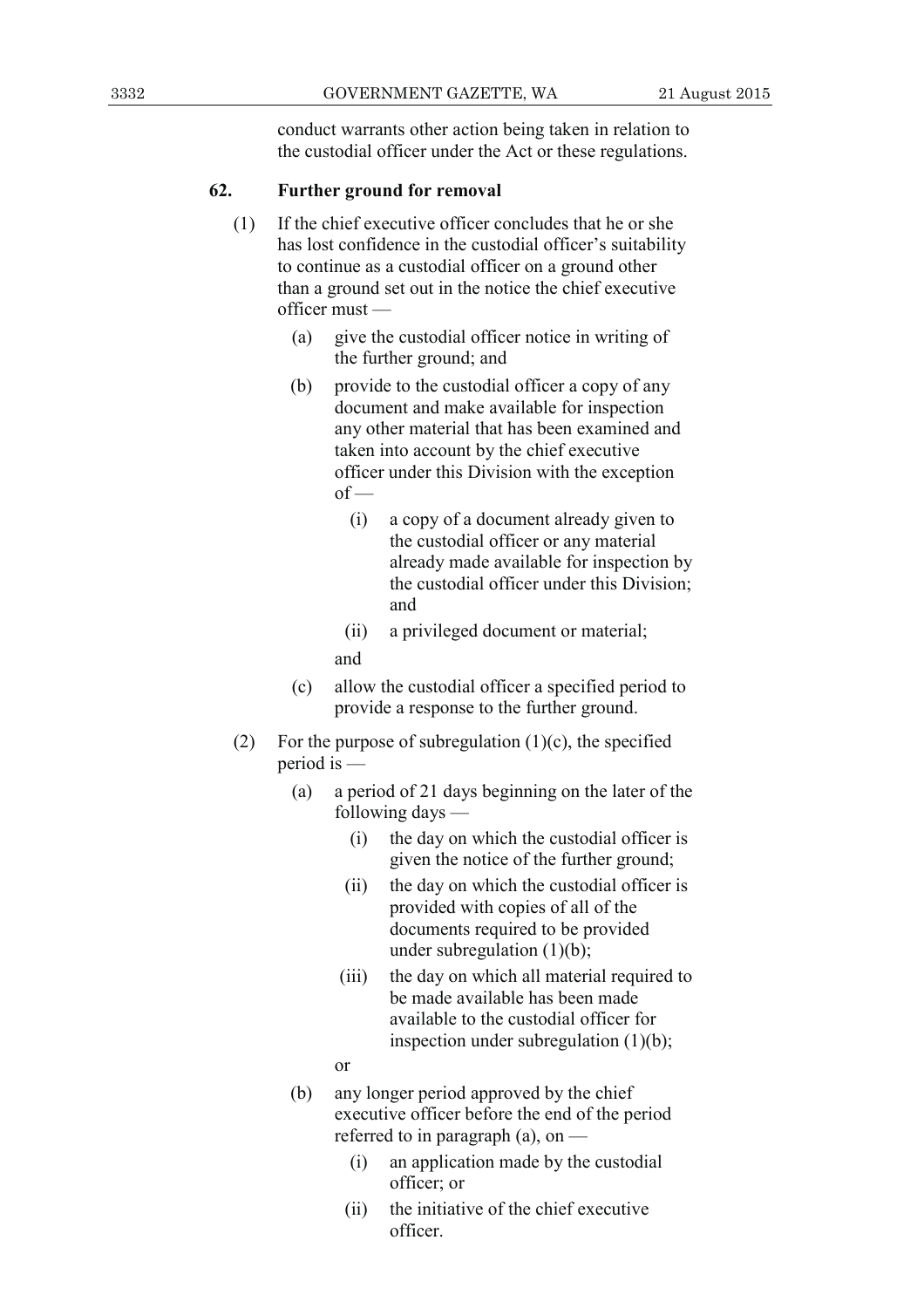conduct warrants other action being taken in relation to the custodial officer under the Act or these regulations.

### 62. Further ground for removal

(1) If the chief executive officer concludes that he or she has lost confidence in the custodial officer's suitability to continue as a custodial officer on a ground other than a ground set out in the notice the chief executive officer must —

- (a) give the custodial officer notice in writing of the further ground; and
- (b) provide to the custodial officer a copy of any document and make available for inspection any other material that has been examined and taken into account by the chief executive officer under this Division with the exception of —
  - (i) a copy of a document already given to the custodial officer or any material already made available for inspection by the custodial officer under this Division; and
  - (ii) a privileged document or material;

  and
- (c) allow the custodial officer a specified period to provide a response to the further ground.

(2) For the purpose of subregulation (1)(c), the specified period is —

- (a) a period of 21 days beginning on the later of the following days —
  - (i) the day on which the custodial officer is given the notice of the further ground;
  - (ii) the day on which the custodial officer is provided with copies of all of the documents required to be provided under subregulation (1)(b);
  - (iii) the day on which all material required to be made available has been made available to the custodial officer for inspection under subregulation (1)(b);

  or
- (b) any longer period approved by the chief executive officer before the end of the period referred to in paragraph (a), on —
  - (i) an application made by the custodial officer; or
  - (ii) the initiative of the chief executive officer.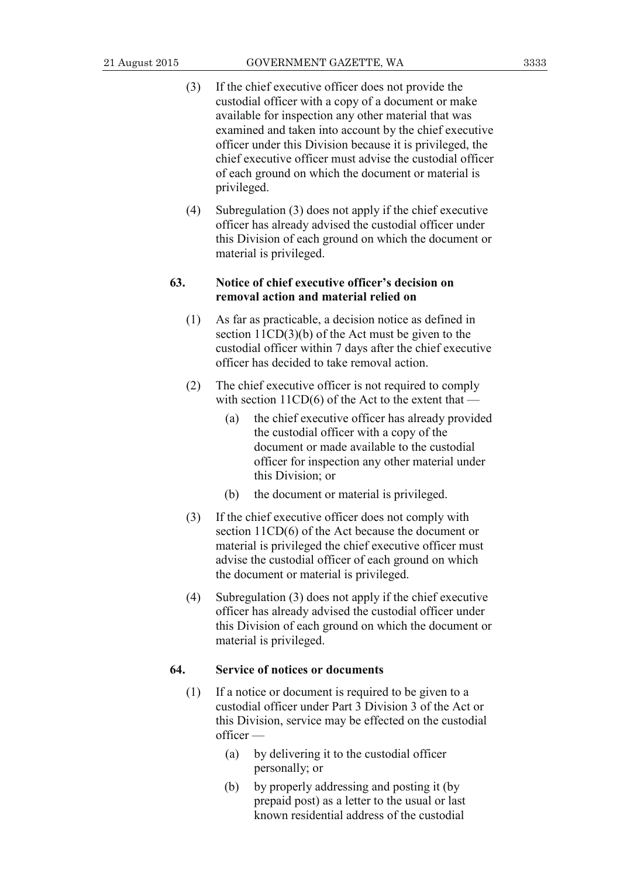(3) If the chief executive officer does not provide the custodial officer with a copy of a document or make available for inspection any other material that was examined and taken into account by the chief executive officer under this Division because it is privileged, the chief executive officer must advise the custodial officer of each ground on which the document or material is privileged.

(4) Subregulation (3) does not apply if the chief executive officer has already advised the custodial officer under this Division of each ground on which the document or material is privileged.

### 63. Notice of chief executive officer's decision on removal action and material relied on

(1) As far as practicable, a decision notice as defined in section 11CD(3)(b) of the Act must be given to the custodial officer within 7 days after the chief executive officer has decided to take removal action.

(2) The chief executive officer is not required to comply with section 11CD(6) of the Act to the extent that —

- (a) the chief executive officer has already provided the custodial officer with a copy of the document or made available to the custodial officer for inspection any other material under this Division; or
- (b) the document or material is privileged.

(3) If the chief executive officer does not comply with section 11CD(6) of the Act because the document or material is privileged the chief executive officer must advise the custodial officer of each ground on which the document or material is privileged.

(4) Subregulation (3) does not apply if the chief executive officer has already advised the custodial officer under this Division of each ground on which the document or material is privileged.

### 64. Service of notices or documents

(1) If a notice or document is required to be given to a custodial officer under Part 3 Division 3 of the Act or this Division, service may be effected on the custodial officer —

- (a) by delivering it to the custodial officer personally; or
- (b) by properly addressing and posting it (by prepaid post) as a letter to the usual or last known residential address of the custodial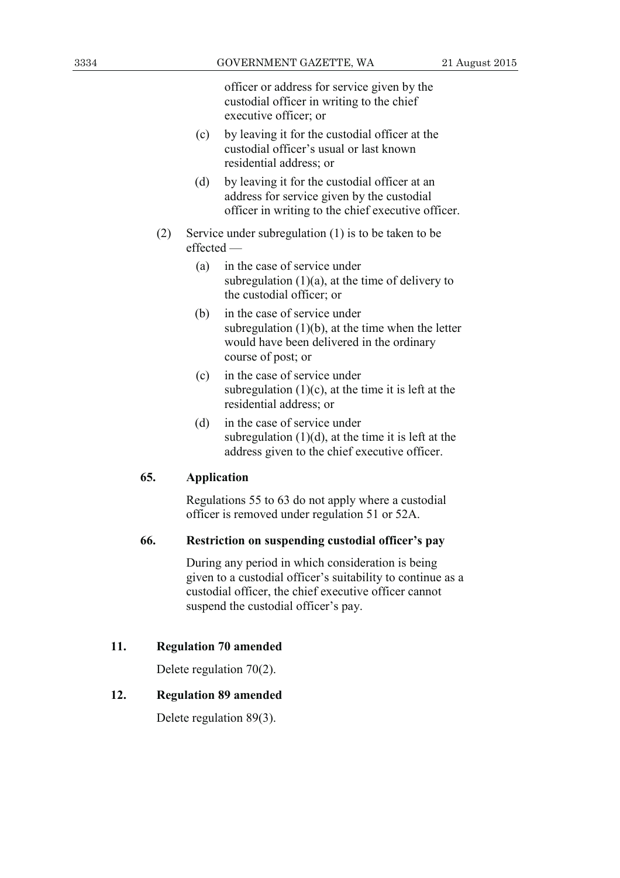officer or address for service given by the custodial officer in writing to the chief executive officer; or

(c) by leaving it for the custodial officer at the custodial officer's usual or last known residential address; or

(d) by leaving it for the custodial officer at an address for service given by the custodial officer in writing to the chief executive officer.

(2) Service under subregulation (1) is to be taken to be effected —

(a) in the case of service under subregulation (1)(a), at the time of delivery to the custodial officer; or

(b) in the case of service under subregulation (1)(b), at the time when the letter would have been delivered in the ordinary course of post; or

(c) in the case of service under subregulation (1)(c), at the time it is left at the residential address; or

(d) in the case of service under subregulation (1)(d), at the time it is left at the address given to the chief executive officer.

**65. Application**

Regulations 55 to 63 do not apply where a custodial officer is removed under regulation 51 or 52A.

**66. Restriction on suspending custodial officer's pay**

During any period in which consideration is being given to a custodial officer's suitability to continue as a custodial officer, the chief executive officer cannot suspend the custodial officer's pay.

## 11. Regulation 70 amended

Delete regulation 70(2).

## 12. Regulation 89 amended

Delete regulation 89(3).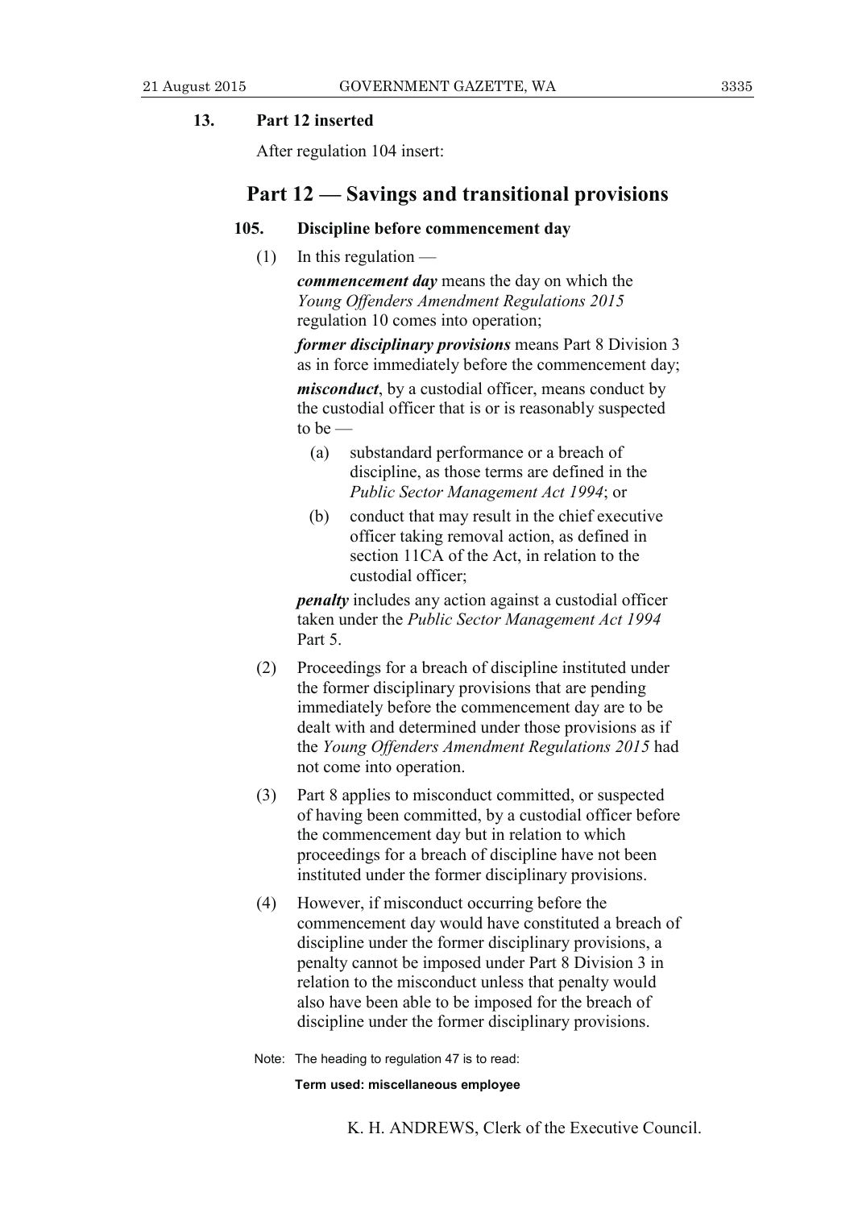**13. Part 12 inserted**

After regulation 104 insert:

## Part 12 — Savings and transitional provisions

**105. Discipline before commencement day**

(1) In this regulation —

***commencement day*** means the day on which the *Young Offenders Amendment Regulations 2015* regulation 10 comes into operation;

***former disciplinary provisions*** means Part 8 Division 3 as in force immediately before the commencement day;

***misconduct***, by a custodial officer, means conduct by the custodial officer that is or is reasonably suspected to be —

(a) substandard performance or a breach of discipline, as those terms are defined in the *Public Sector Management Act 1994*; or

(b) conduct that may result in the chief executive officer taking removal action, as defined in section 11CA of the Act, in relation to the custodial officer;

***penalty*** includes any action against a custodial officer taken under the *Public Sector Management Act 1994* Part 5.

(2) Proceedings for a breach of discipline instituted under the former disciplinary provisions that are pending immediately before the commencement day are to be dealt with and determined under those provisions as if the *Young Offenders Amendment Regulations 2015* had not come into operation.

(3) Part 8 applies to misconduct committed, or suspected of having been committed, by a custodial officer before the commencement day but in relation to which proceedings for a breach of discipline have not been instituted under the former disciplinary provisions.

(4) However, if misconduct occurring before the commencement day would have constituted a breach of discipline under the former disciplinary provisions, a penalty cannot be imposed under Part 8 Division 3 in relation to the misconduct unless that penalty would also have been able to be imposed for the breach of discipline under the former disciplinary provisions.

Note: The heading to regulation 47 is to read:

**Term used: miscellaneous employee**

K. H. ANDREWS, Clerk of the Executive Council.